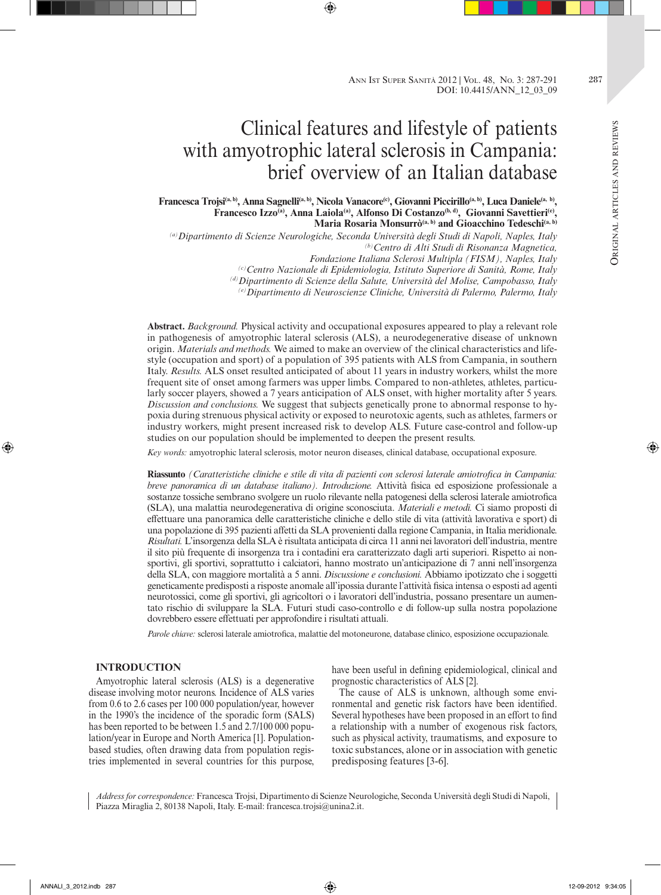# Clinical features and lifestyle of patients with amyotrophic lateral sclerosis in Campania: brief overview of an Italian database

**Francesca Trojsi[(a, b)], Anna Sagnelli[(a, b)], Nicola Vanacore[(c)], Giovanni Piccirillo[(a, b)], Luca Daniele[(a, b)], Francesco Izzo[(a)], Anna Laiola[(a)], Alfonso Di Costanzo[(b, d)], Giovanni Savettieri[(e)], Maria Rosaria Monsurrò[(a, b)] and Gioacchino Tedeschi[(a, b)]**

*[(a)] Dipartimento di Scienze Neurologiche, Seconda Università degli Studi di Napoli, Naples, Italy*
*[(b)] Centro di Alti Studi di Risonanza Magnetica, Fondazione Italiana Sclerosi Multipla (FISM), Naples, Italy*
*[(c)] Centro Nazionale di Epidemiologia, Istituto Superiore di Sanità, Rome, Italy*
*[(d)] Dipartimento di Scienze della Salute, Università del Molise, Campobasso, Italy*
*[(e)] Dipartimento di Neuroscienze Cliniche, Università di Palermo, Palermo, Italy*

**Abstract.** *Background.* Physical activity and occupational exposures appeared to play a relevant role in pathogenesis of amyotrophic lateral sclerosis (ALS), a neurodegenerative disease of unknown origin. *Materials and methods.* We aimed to make an overview of the clinical characteristics and lifestyle (occupation and sport) of a population of 395 patients with ALS from Campania, in southern Italy. *Results.* ALS onset resulted anticipated of about 11 years in industry workers, whilst the more frequent site of onset among farmers was upper limbs. Compared to non-athletes, athletes, particularly soccer players, showed a 7 years anticipation of ALS onset, with higher mortality after 5 years. *Discussion and conclusions.* We suggest that subjects genetically prone to abnormal response to hypoxia during strenuous physical activity or exposed to neurotoxic agents, such as athletes, farmers or industry workers, might present increased risk to develop ALS. Future case-control and follow-up studies on our population should be implemented to deepen the present results.

*Key words:* amyotrophic lateral sclerosis, motor neuron diseases, clinical database, occupational exposure.

**Riassunto** *(Caratteristiche cliniche e stile di vita di pazienti con sclerosi laterale amiotrofica in Campania: breve panoramica di un database italiano). Introduzione.* Attività fisica ed esposizione professionale a sostanze tossiche sembrano svolgere un ruolo rilevante nella patogenesi della sclerosi laterale amiotrofica (SLA), una malattia neurodegenerativa di origine sconosciuta. *Materiali e metodi.* Ci siamo proposti di effettuare una panoramica delle caratteristiche cliniche e dello stile di vita (attività lavorativa e sport) di una popolazione di 395 pazienti affetti da SLA provenienti dalla regione Campania, in Italia meridionale. *Risultati.* L'insorgenza della SLA è risultata anticipata di circa 11 anni nei lavoratori dell'industria, mentre il sito più frequente di insorgenza tra i contadini era caratterizzato dagli arti superiori. Rispetto ai non-sportivi, gli sportivi, soprattutto i calciatori, hanno mostrato un'anticipazione di 7 anni nell'insorgenza della SLA, con maggiore mortalità a 5 anni. *Discussione e conclusioni.* Abbiamo ipotizzato che i soggetti geneticamente predisposti a risposte anomale all'ipossia durante l'attività fisica intensa o esposti ad agenti neurotossici, come gli sportivi, gli agricoltori o i lavoratori dell'industria, possano presentare un aumentato rischio di sviluppare la SLA. Futuri studi caso-controllo e di follow-up sulla nostra popolazione dovrebbero essere effettuati per approfondire i risultati attuali.

*Parole chiave:* sclerosi laterale amiotrofica, malattie del motoneurone, database clinico, esposizione occupazionale.

## INTRODUCTION

Amyotrophic lateral sclerosis (ALS) is a degenerative disease involving motor neurons. Incidence of ALS varies from 0.6 to 2.6 cases per 100 000 population/year, however in the 1990's the incidence of the sporadic form (SALS) has been reported to be between 1.5 and 2.7/100 000 population/year in Europe and North America [1]. Population-based studies, often drawing data from population registries implemented in several countries for this purpose, have been useful in defining epidemiological, clinical and prognostic characteristics of ALS [2].

The cause of ALS is unknown, although some environmental and genetic risk factors have been identified. Several hypotheses have been proposed in an effort to find a relationship with a number of exogenous risk factors, such as physical activity, traumatisms, and exposure to toxic substances, alone or in association with genetic predisposing features [3-6].

*Address for correspondence:* Francesca Trojsi, Dipartimento di Scienze Neurologiche, Seconda Università degli Studi di Napoli, Piazza Miraglia 2, 80138 Napoli, Italy. E-mail: francesca.trojsi@unina2.it.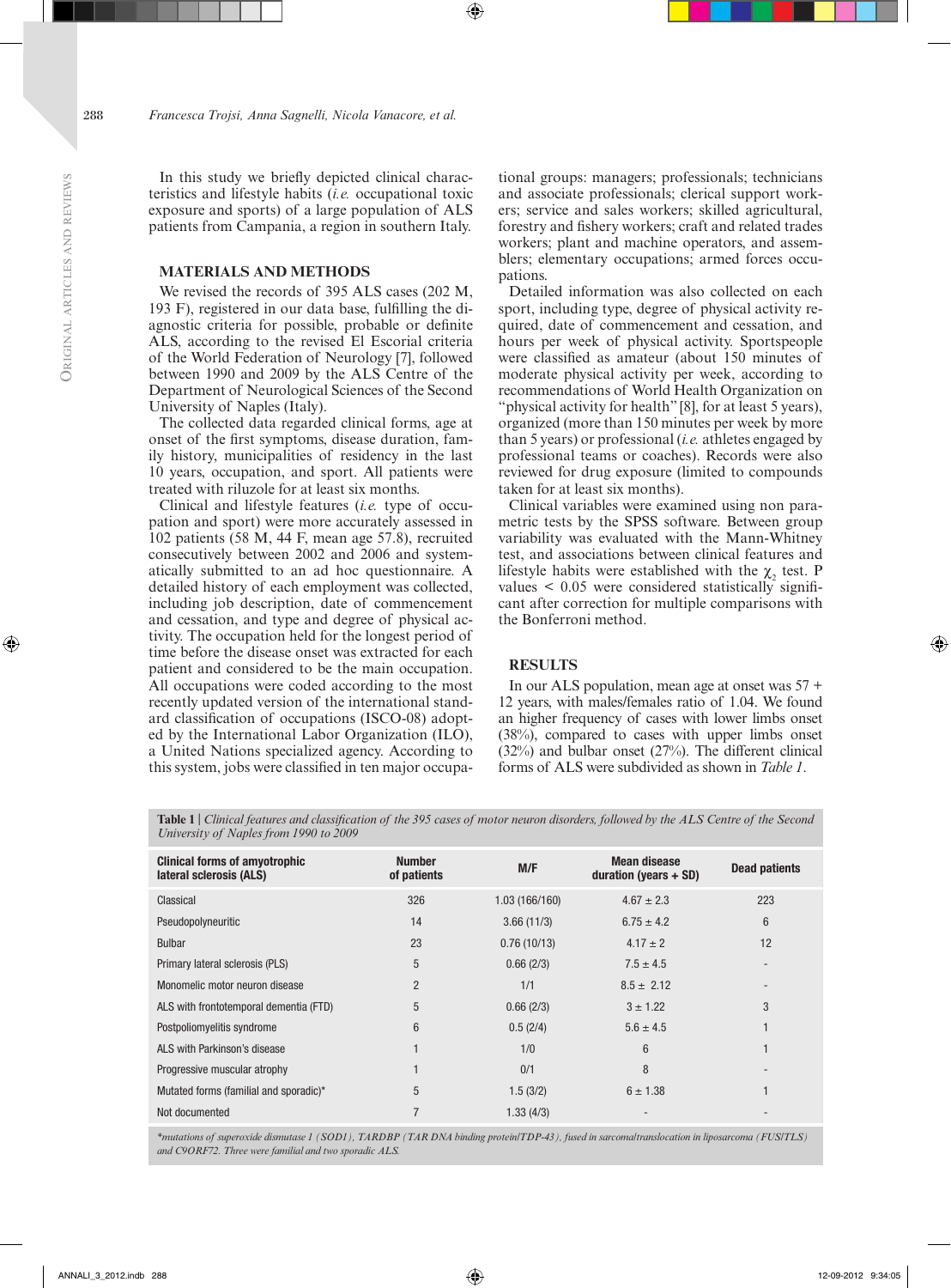In this study we briefly depicted clinical characteristics and lifestyle habits (*i.e.* occupational toxic exposure and sports) of a large population of ALS patients from Campania, a region in southern Italy.

## MATERIALS AND METHODS

We revised the records of 395 ALS cases (202 M, 193 F), registered in our data base, fulfilling the diagnostic criteria for possible, probable or definite ALS, according to the revised El Escorial criteria of the World Federation of Neurology [7], followed between 1990 and 2009 by the ALS Centre of the Department of Neurological Sciences of the Second University of Naples (Italy).

The collected data regarded clinical forms, age at onset of the first symptoms, disease duration, family history, municipalities of residency in the last 10 years, occupation, and sport. All patients were treated with riluzole for at least six months.

Clinical and lifestyle features (*i.e.* type of occupation and sport) were more accurately assessed in 102 patients (58 M, 44 F, mean age 57.8), recruited consecutively between 2002 and 2006 and systematically submitted to an ad hoc questionnaire. A detailed history of each employment was collected, including job description, date of commencement and cessation, and type and degree of physical activity. The occupation held for the longest period of time before the disease onset was extracted for each patient and considered to be the main occupation. All occupations were coded according to the most recently updated version of the international standard classification of occupations (ISCO-08) adopted by the International Labor Organization (ILO), a United Nations specialized agency. According to this system, jobs were classified in ten major occupational groups: managers; professionals; technicians and associate professionals; clerical support workers; service and sales workers; skilled agricultural, forestry and fishery workers; craft and related trades workers; plant and machine operators, and assemblers; elementary occupations; armed forces occupations.

Detailed information was also collected on each sport, including type, degree of physical activity required, date of commencement and cessation, and hours per week of physical activity. Sportspeople were classified as amateur (about 150 minutes of moderate physical activity per week, according to recommendations of World Health Organization on "physical activity for health" [8], for at least 5 years), organized (more than 150 minutes per week by more than 5 years) or professional (*i.e.* athletes engaged by professional teams or coaches). Records were also reviewed for drug exposure (limited to compounds taken for at least six months).

Clinical variables were examined using non parametric tests by the SPSS software. Between group variability was evaluated with the Mann-Whitney test, and associations between clinical features and lifestyle habits were established with the $\chi_2$ test. P values $< 0.05$ were considered statistically significant after correction for multiple comparisons with the Bonferroni method.

## RESULTS

In our ALS population, mean age at onset was 57 + 12 years, with males/females ratio of 1.04. We found an higher frequency of cases with lower limbs onset (38%), compared to cases with upper limbs onset (32%) and bulbar onset (27%). The different clinical forms of ALS were subdivided as shown in *Table 1*.

**Table 1** | *Clinical features and classification of the 395 cases of motor neuron disorders, followed by the ALS Centre of the Second University of Naples from 1990 to 2009*

| Clinical forms of amyotrophic lateral sclerosis (ALS) | Number of patients | M/F | Mean disease duration (years + SD) | Dead patients |
|---|---|---|---|---|
| Classical | 326 | 1.03 (166/160) | 4.67 ± 2.3 | 223 |
| Pseudopolyneuritic | 14 | 3.66 (11/3) | 6.75 ± 4.2 | 6 |
| Bulbar | 23 | 0.76 (10/13) | 4.17 ± 2 | 12 |
| Primary lateral sclerosis (PLS) | 5 | 0.66 (2/3) | 7.5 ± 4.5 | - |
| Monomelic motor neuron disease | 2 | 1/1 | 8.5 ± 2.12 | - |
| ALS with frontotemporal dementia (FTD) | 5 | 0.66 (2/3) | 3 ± 1.22 | 3 |
| Postpoliomyelitis syndrome | 6 | 0.5 (2/4) | 5.6 ± 4.5 | 1 |
| ALS with Parkinson's disease | 1 | 1/0 | 6 | 1 |
| Progressive muscular atrophy | 1 | 0/1 | 8 | - |
| Mutated forms (familial and sporadic)* | 5 | 1.5 (3/2) | 6 ± 1.38 | 1 |
| Not documented | 7 | 1.33 (4/3) | - | - |

*\*mutations of superoxide dismutase 1 (SOD1), TARDBP (TAR DNA binding protein/TDP-43), fused in sarcoma/translocation in liposarcoma (FUS/TLS) and C9ORF72. Three were familial and two sporadic ALS.*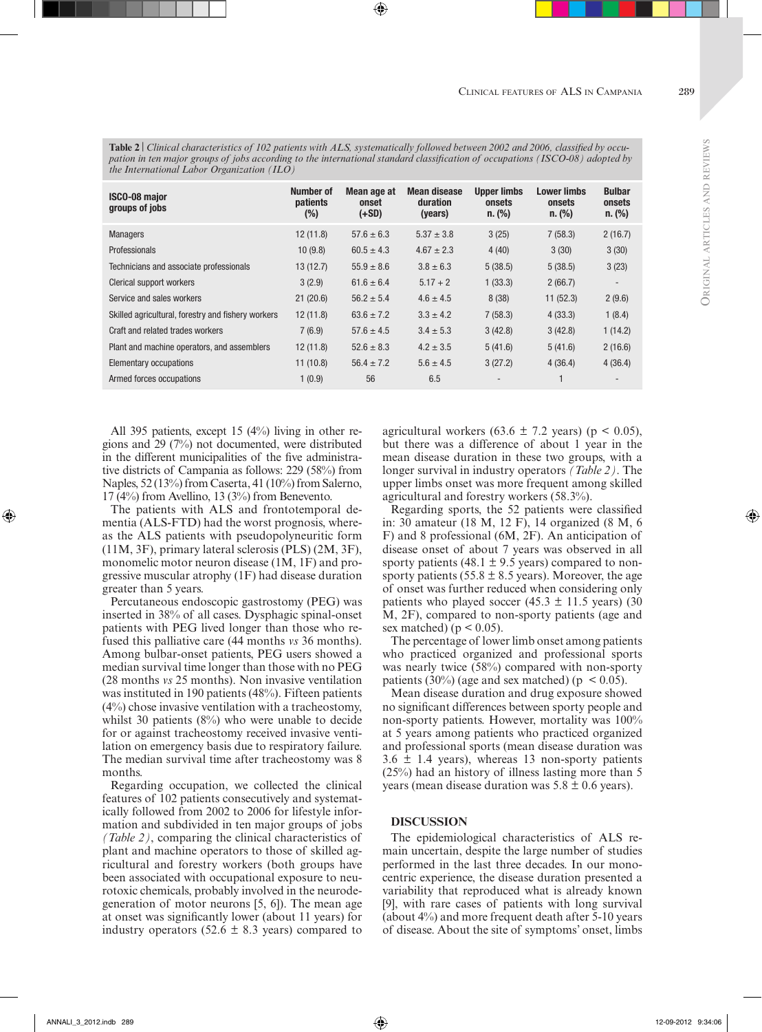**Table 2** | *Clinical characteristics of 102 patients with ALS, systematically followed between 2002 and 2006, classified by occupation in ten major groups of jobs according to the international standard classification of occupations (ISCO-08) adopted by the International Labor Organization (ILO)*

| ISCO-08 major groups of jobs | Number of patients (%) | Mean age at onset (+SD) | Mean disease duration (years) | Upper limbs onsets n. (%) | Lower limbs onsets n. (%) | Bulbar onsets n. (%) |
|---|---|---|---|---|---|---|
| Managers | 12 (11.8) | 57.6 ± 6.3 | 5.37 ± 3.8 | 3 (25) | 7 (58.3) | 2 (16.7) |
| Professionals | 10 (9.8) | 60.5 ± 4.3 | 4.67 ± 2.3 | 4 (40) | 3 (30) | 3 (30) |
| Technicians and associate professionals | 13 (12.7) | 55.9 ± 8.6 | 3.8 ± 6.3 | 5 (38.5) | 5 (38.5) | 3 (23) |
| Clerical support workers | 3 (2.9) | 61.6 ± 6.4 | 5.17 + 2 | 1 (33.3) | 2 (66.7) | - |
| Service and sales workers | 21 (20.6) | 56.2 ± 5.4 | 4.6 ± 4.5 | 8 (38) | 11 (52.3) | 2 (9.6) |
| Skilled agricultural, forestry and fishery workers | 12 (11.8) | 63.6 ± 7.2 | 3.3 ± 4.2 | 7 (58.3) | 4 (33.3) | 1 (8.4) |
| Craft and related trades workers | 7 (6.9) | 57.6 ± 4.5 | 3.4 ± 5.3 | 3 (42.8) | 3 (42.8) | 1 (14.2) |
| Plant and machine operators, and assemblers | 12 (11.8) | 52.6 ± 8.3 | 4.2 ± 3.5 | 5 (41.6) | 5 (41.6) | 2 (16.6) |
| Elementary occupations | 11 (10.8) | 56.4 ± 7.2 | 5.6 ± 4.5 | 3 (27.2) | 4 (36.4) | 4 (36.4) |
| Armed forces occupations | 1 (0.9) | 56 | 6.5 | - | 1 | - |

All 395 patients, except 15 (4%) living in other regions and 29 (7%) not documented, were distributed in the different municipalities of the five administrative districts of Campania as follows: 229 (58%) from Naples, 52 (13%) from Caserta, 41 (10%) from Salerno, 17 (4%) from Avellino, 13 (3%) from Benevento.

The patients with ALS and frontotemporal dementia (ALS-FTD) had the worst prognosis, whereas the ALS patients with pseudopolyneuritic form (11M, 3F), primary lateral sclerosis (PLS) (2M, 3F), monomelic motor neuron disease (1M, 1F) and progressive muscular atrophy (1F) had disease duration greater than 5 years.

Percutaneous endoscopic gastrostomy (PEG) was inserted in 38% of all cases. Dysphagic spinal-onset patients with PEG lived longer than those who refused this palliative care (44 months *vs* 36 months). Among bulbar-onset patients, PEG users showed a median survival time longer than those with no PEG (28 months *vs* 25 months). Non invasive ventilation was instituted in 190 patients (48%). Fifteen patients (4%) chose invasive ventilation with a tracheostomy, whilst 30 patients (8%) who were unable to decide for or against tracheostomy received invasive ventilation on emergency basis due to respiratory failure. The median survival time after tracheostomy was 8 months.

Regarding occupation, we collected the clinical features of 102 patients consecutively and systematically followed from 2002 to 2006 for lifestyle information and subdivided in ten major groups of jobs *(Table 2)*, comparing the clinical characteristics of plant and machine operators to those of skilled agricultural and forestry workers (both groups have been associated with occupational exposure to neurotoxic chemicals, probably involved in the neurodegeneration of motor neurons [5, 6]). The mean age at onset was significantly lower (about 11 years) for industry operators (52.6 ± 8.3 years) compared to agricultural workers (63.6 ± 7.2 years) ($p < 0.05$), but there was a difference of about 1 year in the mean disease duration in these two groups, with a longer survival in industry operators *(Table 2)*. The upper limbs onset was more frequent among skilled agricultural and forestry workers (58.3%).

Regarding sports, the 52 patients were classified in: 30 amateur (18 M, 12 F), 14 organized (8 M, 6 F) and 8 professional (6M, 2F). An anticipation of disease onset of about 7 years was observed in all sporty patients (48.1 ± 9.5 years) compared to non-sporty patients (55.8 ± 8.5 years). Moreover, the age of onset was further reduced when considering only patients who played soccer (45.3 ± 11.5 years) (30 M, 2F), compared to non-sporty patients (age and sex matched) ($p < 0.05$).

The percentage of lower limb onset among patients who practiced organized and professional sports was nearly twice (58%) compared with non-sporty patients (30%) (age and sex matched) ($p < 0.05$).

Mean disease duration and drug exposure showed no significant differences between sporty people and non-sporty patients. However, mortality was 100% at 5 years among patients who practiced organized and professional sports (mean disease duration was 3.6 ± 1.4 years), whereas 13 non-sporty patients (25%) had an history of illness lasting more than 5 years (mean disease duration was 5.8 ± 0.6 years).

## DISCUSSION

The epidemiological characteristics of ALS remain uncertain, despite the large number of studies performed in the last three decades. In our monocentric experience, the disease duration presented a variability that reproduced what is already known [9], with rare cases of patients with long survival (about 4%) and more frequent death after 5-10 years of disease. About the site of symptoms' onset, limbs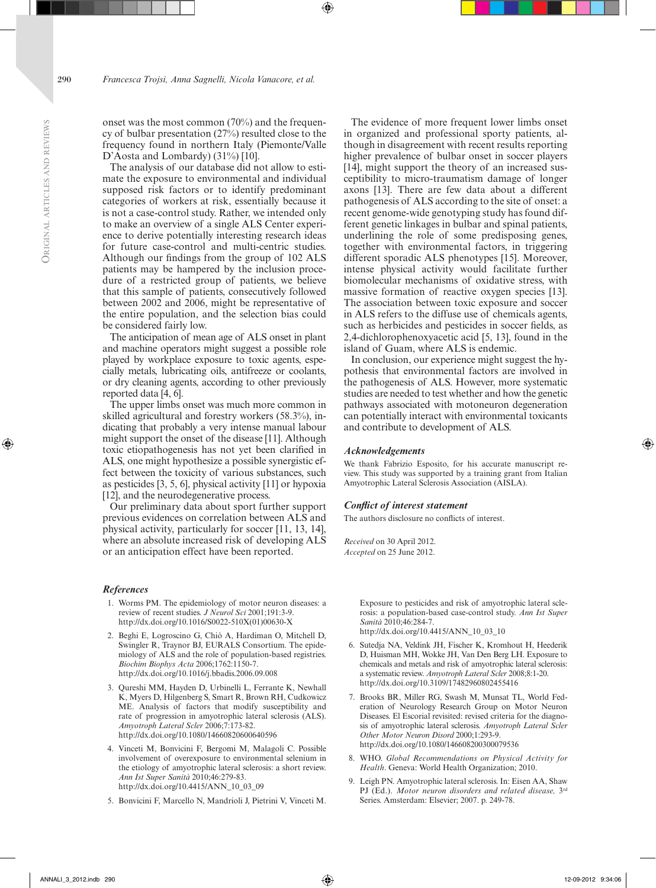onset was the most common (70%) and the frequency of bulbar presentation (27%) resulted close to the frequency found in northern Italy (Piemonte/Valle D'Aosta and Lombardy) (31%) [10].

The analysis of our database did not allow to estimate the exposure to environmental and individual supposed risk factors or to identify predominant categories of workers at risk, essentially because it is not a case-control study. Rather, we intended only to make an overview of a single ALS Center experience to derive potentially interesting research ideas for future case-control and multi-centric studies. Although our findings from the group of 102 ALS patients may be hampered by the inclusion procedure of a restricted group of patients, we believe that this sample of patients, consecutively followed between 2002 and 2006, might be representative of the entire population, and the selection bias could be considered fairly low.

The anticipation of mean age of ALS onset in plant and machine operators might suggest a possible role played by workplace exposure to toxic agents, especially metals, lubricating oils, antifreeze or coolants, or dry cleaning agents, according to other previously reported data [4, 6].

The upper limbs onset was much more common in skilled agricultural and forestry workers (58.3%), indicating that probably a very intense manual labour might support the onset of the disease [11]. Although toxic etiopathogenesis has not yet been clarified in ALS, one might hypothesize a possible synergistic effect between the toxicity of various substances, such as pesticides [3, 5, 6], physical activity [11] or hypoxia [12], and the neurodegenerative process.

Our preliminary data about sport further support previous evidences on correlation between ALS and physical activity, particularly for soccer [11, 13, 14], where an absolute increased risk of developing ALS or an anticipation effect have been reported.

The evidence of more frequent lower limbs onset in organized and professional sporty patients, although in disagreement with recent results reporting higher prevalence of bulbar onset in soccer players [14], might support the theory of an increased susceptibility to micro-traumatism damage of longer axons [13]. There are few data about a different pathogenesis of ALS according to the site of onset: a recent genome-wide genotyping study has found different genetic linkages in bulbar and spinal patients, underlining the role of some predisposing genes, together with environmental factors, in triggering different sporadic ALS phenotypes [15]. Moreover, intense physical activity would facilitate further biomolecular mechanisms of oxidative stress, with massive formation of reactive oxygen species [13]. The association between toxic exposure and soccer in ALS refers to the diffuse use of chemicals agents, such as herbicides and pesticides in soccer fields, as 2,4-dichlorophenoxyacetic acid [5, 13], found in the island of Guam, where ALS is endemic.

In conclusion, our experience might suggest the hypothesis that environmental factors are involved in the pathogenesis of ALS. However, more systematic studies are needed to test whether and how the genetic pathways associated with motoneuron degeneration can potentially interact with environmental toxicants and contribute to development of ALS.

### *Acknowledgements*

We thank Fabrizio Esposito, for his accurate manuscript review. This study was supported by a training grant from Italian Amyotrophic Lateral Sclerosis Association (AISLA).

### *Conflict of interest statement*

The authors disclosure no conflicts of interest.

*Received* on 30 April 2012.
*Accepted* on 25 June 2012.

### *References*

1. Worms PM. The epidemiology of motor neuron diseases: a review of recent studies. *J Neurol Sci* 2001;191:3-9. http://dx.doi.org/10.1016/S0022-510X(01)00630-X
2. Beghi E, Logroscino G, Chiò A, Hardiman O, Mitchell D, Swingler R, Traynor BJ, EURALS Consortium. The epidemiology of ALS and the role of population-based registries. *Biochim Biophys Acta* 2006;1762:1150-7. http://dx.doi.org/10.1016/j.bbadis.2006.09.008
3. Qureshi MM, Hayden D, Urbinelli L, Ferrante K, Newhall K, Myers D, Hilgenberg S, Smart R, Brown RH, Cudkowicz ME. Analysis of factors that modify susceptibility and rate of progression in amyotrophic lateral sclerosis (ALS). *Amyotroph Lateral Scler* 2006;7:173-82. http://dx.doi.org/10.1080/14660820600640596
4. Vinceti M, Bonvicini F, Bergomi M, Malagoli C. Possible involvement of overexposure to environmental selenium in the etiology of amyotrophic lateral sclerosis: a short review. *Ann Ist Super Sanità* 2010;46:279-83. http://dx.doi.org/10.4415/ANN_10_03_09
5. Bonvicini F, Marcello N, Mandrioli J, Pietrini V, Vinceti M. Exposure to pesticides and risk of amyotrophic lateral sclerosis: a population-based case-control study. *Ann Ist Super Sanità* 2010;46:284-7. http://dx.doi.org/10.4415/ANN_10_03_10
6. Sutedja NA, Veldink JH, Fischer K, Kromhout H, Heederik D, Huisman MH, Wokke JH, Van Den Berg LH. Exposure to chemicals and metals and risk of amyotrophic lateral sclerosis: a systematic review. *Amyotroph Lateral Scler* 2008;8:1-20. http://dx.doi.org/10.3109/17482960802455416
7. Brooks BR, Miller RG, Swash M, Munsat TL, World Federation of Neurology Research Group on Motor Neuron Diseases. El Escorial revisited: revised criteria for the diagnosis of amyotrophic lateral sclerosis. *Amyotroph Lateral Scler Other Motor Neuron Disord* 2000;1:293-9. http://dx.doi.org/10.1080/146608200300079536
8. WHO. *Global Recommendations on Physical Activity for Health*. Geneva: World Health Organization; 2010.
9. Leigh PN. Amyotrophic lateral sclerosis. In: Eisen AA, Shaw PJ (Ed.). *Motor neuron disorders and related disease,* 3rd Series. Amsterdam: Elsevier; 2007. p. 249-78.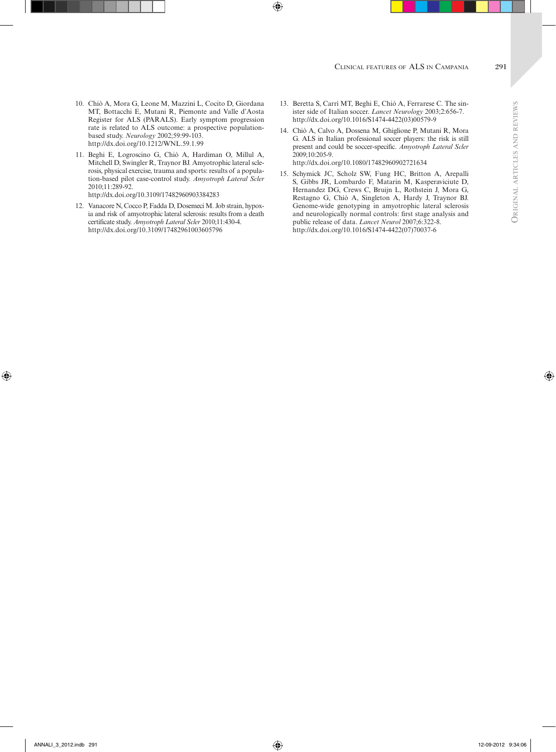10. Chiò A, Mora G, Leone M, Mazzini L, Cocito D, Giordana MT, Bottacchi E, Mutani R, Piemonte and Valle d'Aosta Register for ALS (PARALS). Early symptom progression rate is related to ALS outcome: a prospective population-based study. *Neurology* 2002;59:99-103. http://dx.doi.org/10.1212/WNL.59.1.99

11. Beghi E, Logroscino G, Chiò A, Hardiman O, Millul A, Mitchell D, Swingler R, Traynor BJ. Amyotrophic lateral sclerosis, physical exercise, trauma and sports: results of a population-based pilot case-control study. *Amyotroph Lateral Scler* 2010;11:289-92. http://dx.doi.org/10.3109/17482960903384283

12. Vanacore N, Cocco P, Fadda D, Dosemeci M. Job strain, hypoxia and risk of amyotrophic lateral sclerosis: results from a death certificate study. *Amyotroph Lateral Scler* 2010;11:430-4. http://dx.doi.org/10.3109/17482961003605796

13. Beretta S, Carrì MT, Beghi E, Chiò A, Ferrarese C. The sinister side of Italian soccer. *Lancet Neurology* 2003;2:656-7. http://dx.doi.org/10.1016/S1474-4422(03)00579-9

14. Chiò A, Calvo A, Dossena M, Ghiglione P, Mutani R, Mora G. ALS in Italian professional soccer players: the risk is still present and could be soccer-specific. *Amyotroph Lateral Scler* 2009;10:205-9. http://dx.doi.org/10.1080/17482960902721634

15. Schymick JC, Scholz SW, Fung HC, Britton A, Arepalli S, Gibbs JR, Lombardo F, Matarin M, Kasperaviciute D, Hernandez DG, Crews C, Bruijn L, Rothstein J, Mora G, Restagno G, Chiò A, Singleton A, Hardy J, Traynor BJ. Genome-wide genotyping in amyotrophic lateral sclerosis and neurologically normal controls: first stage analysis and public release of data. *Lancet Neurol* 2007;6:322-8. http://dx.doi.org/10.1016/S1474-4422(07)70037-6